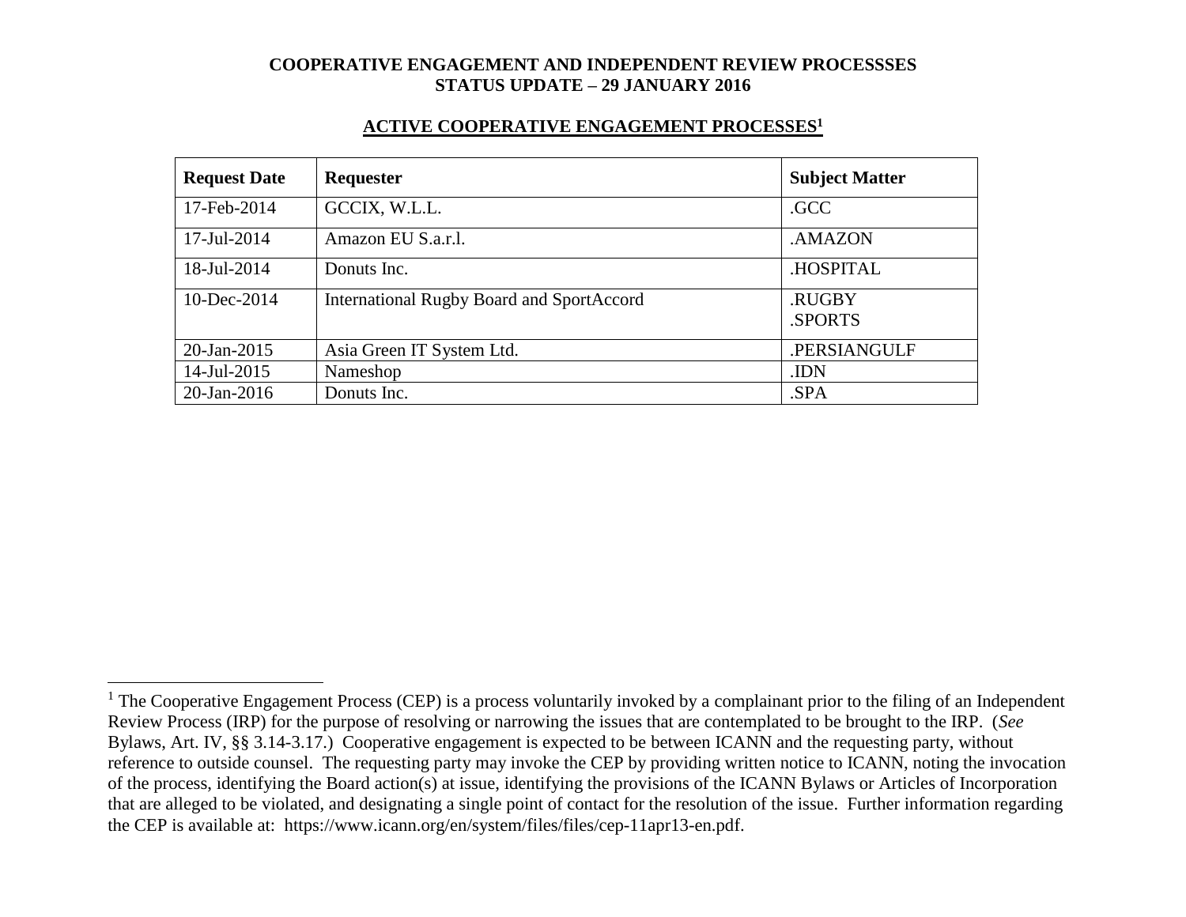**COOPERATIVE ENGAGEMENT AND INDEPENDENT REVIEW PROCESSSES**
**STATUS UPDATE – 29 JANUARY 2016**

## ACTIVE COOPERATIVE ENGAGEMENT PROCESSES[1]

| Request Date | Requester | Subject Matter |
|---|---|---|
| 17-Feb-2014 | GCCIX, W.L.L. | .GCC |
| 17-Jul-2014 | Amazon EU S.a.r.l. | .AMAZON |
| 18-Jul-2014 | Donuts Inc. | .HOSPITAL |
| 10-Dec-2014 | International Rugby Board and SportAccord | .RUGBY<br>.SPORTS |
| 20-Jan-2015 | Asia Green IT System Ltd. | .PERSIANGULF |
| 14-Jul-2015 | Nameshop | .IDN |
| 20-Jan-2016 | Donuts Inc. | .SPA |

[1] The Cooperative Engagement Process (CEP) is a process voluntarily invoked by a complainant prior to the filing of an Independent Review Process (IRP) for the purpose of resolving or narrowing the issues that are contemplated to be brought to the IRP. (*See* Bylaws, Art. IV, §§ 3.14-3.17.) Cooperative engagement is expected to be between ICANN and the requesting party, without reference to outside counsel. The requesting party may invoke the CEP by providing written notice to ICANN, noting the invocation of the process, identifying the Board action(s) at issue, identifying the provisions of the ICANN Bylaws or Articles of Incorporation that are alleged to be violated, and designating a single point of contact for the resolution of the issue. Further information regarding the CEP is available at: https://www.icann.org/en/system/files/files/cep-11apr13-en.pdf.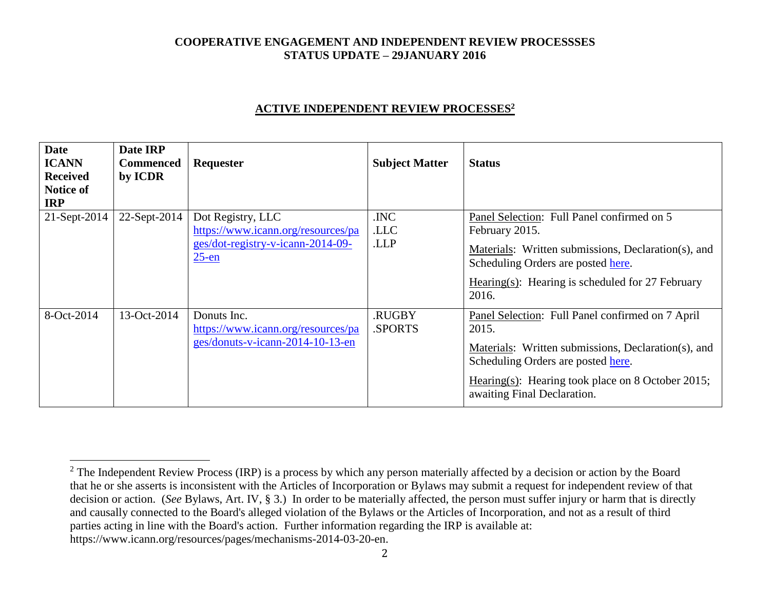**COOPERATIVE ENGAGEMENT AND INDEPENDENT REVIEW PROCESSSES**
**STATUS UPDATE – 29JANUARY 2016**

## ACTIVE INDEPENDENT REVIEW PROCESSES[2]

| Date ICANN Received Notice of IRP | Date IRP Commenced by ICDR | Requester | Subject Matter | Status |
|---|---|---|---|---|
| 21-Sept-2014 | 22-Sept-2014 | Dot Registry, LLC https://www.icann.org/resources/pages/dot-registry-v-icann-2014-09-25-en | .INC .LLC .LLP | Panel Selection: Full Panel confirmed on 5 February 2015. Materials: Written submissions, Declaration(s), and Scheduling Orders are posted here. Hearing(s): Hearing is scheduled for 27 February 2016. |
| 8-Oct-2014 | 13-Oct-2014 | Donuts Inc. https://www.icann.org/resources/pages/donuts-v-icann-2014-10-13-en | .RUGBY .SPORTS | Panel Selection: Full Panel confirmed on 7 April 2015. Materials: Written submissions, Declaration(s), and Scheduling Orders are posted here. Hearing(s): Hearing took place on 8 October 2015; awaiting Final Declaration. |

[2] The Independent Review Process (IRP) is a process by which any person materially affected by a decision or action by the Board that he or she asserts is inconsistent with the Articles of Incorporation or Bylaws may submit a request for independent review of that decision or action. (*See* Bylaws, Art. IV, § 3.) In order to be materially affected, the person must suffer injury or harm that is directly and causally connected to the Board's alleged violation of the Bylaws or the Articles of Incorporation, and not as a result of third parties acting in line with the Board's action. Further information regarding the IRP is available at: https://www.icann.org/resources/pages/mechanisms-2014-03-20-en.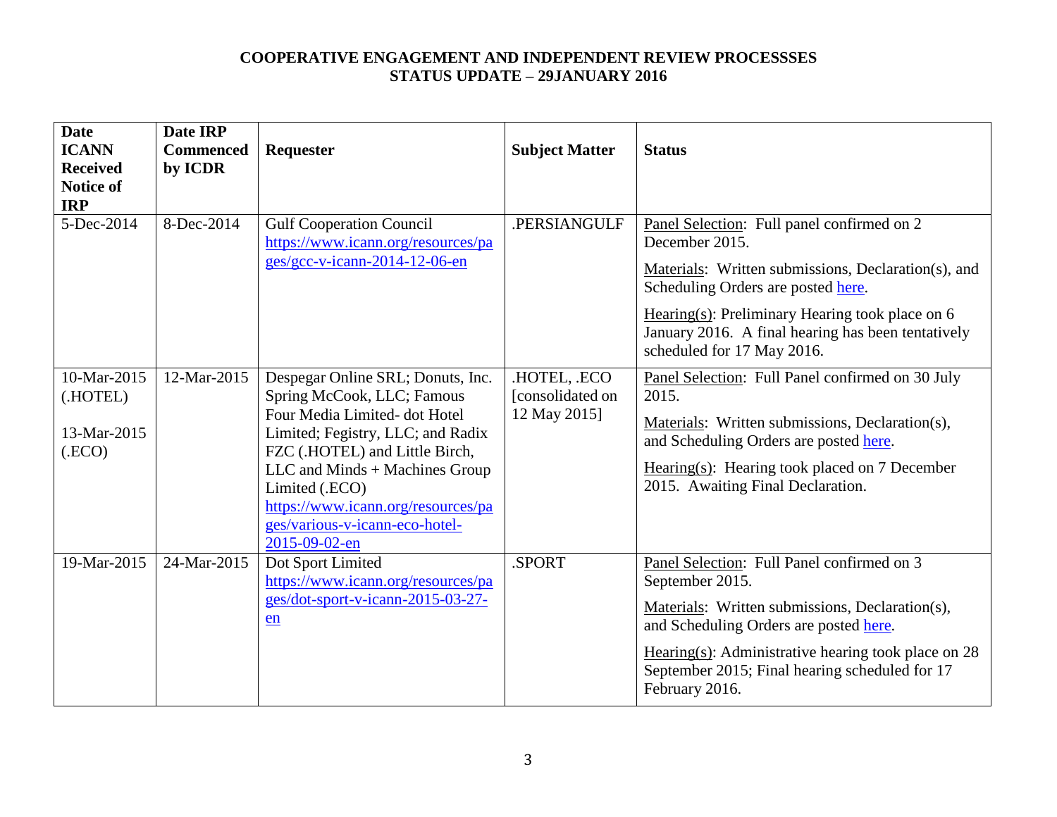**COOPERATIVE ENGAGEMENT AND INDEPENDENT REVIEW PROCESSSES**
**STATUS UPDATE – 29JANUARY 2016**

| Date ICANN Received Notice of IRP | Date IRP Commenced by ICDR | Requester | Subject Matter | Status |
|---|---|---|---|---|
| 5-Dec-2014 | 8-Dec-2014 | Gulf Cooperation Council https://www.icann.org/resources/pages/gcc-v-icann-2014-12-06-en | .PERSIANGULF | Panel Selection: Full panel confirmed on 2 December 2015. <br> Materials: Written submissions, Declaration(s), and Scheduling Orders are posted here. <br> Hearing(s): Preliminary Hearing took place on 6 January 2016. A final hearing has been tentatively scheduled for 17 May 2016. |
| 10-Mar-2015 (.HOTEL) <br> 13-Mar-2015 (.ECO) | 12-Mar-2015 | Despegar Online SRL; Donuts, Inc. Spring McCook, LLC; Famous Four Media Limited- dot Hotel Limited; Fegistry, LLC; and Radix FZC (.HOTEL) and Little Birch, LLC and Minds + Machines Group Limited (.ECO) https://www.icann.org/resources/pages/various-v-icann-eco-hotel-2015-09-02-en | .HOTEL, .ECO [consolidated on 12 May 2015] | Panel Selection: Full Panel confirmed on 30 July 2015. <br> Materials: Written submissions, Declaration(s), and Scheduling Orders are posted here. <br> Hearing(s): Hearing took placed on 7 December 2015. Awaiting Final Declaration. |
| 19-Mar-2015 | 24-Mar-2015 | Dot Sport Limited https://www.icann.org/resources/pages/dot-sport-v-icann-2015-03-27-en | .SPORT | Panel Selection: Full Panel confirmed on 3 September 2015. <br> Materials: Written submissions, Declaration(s), and Scheduling Orders are posted here. <br> Hearing(s): Administrative hearing took place on 28 September 2015; Final hearing scheduled for 17 February 2016. |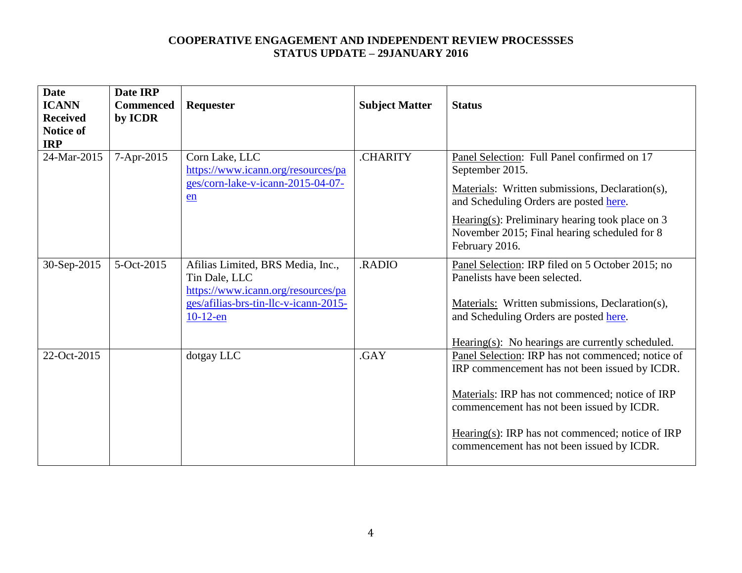**COOPERATIVE ENGAGEMENT AND INDEPENDENT REVIEW PROCESSSES**
**STATUS UPDATE – 29JANUARY 2016**

| Date ICANN Received Notice of IRP | Date IRP Commenced by ICDR | Requester | Subject Matter | Status |
|---|---|---|---|---|
| 24-Mar-2015 | 7-Apr-2015 | Corn Lake, LLC https://www.icann.org/resources/pages/corn-lake-v-icann-2015-04-07-en | .CHARITY | Panel Selection: Full Panel confirmed on 17 September 2015. Materials: Written submissions, Declaration(s), and Scheduling Orders are posted here. Hearing(s): Preliminary hearing took place on 3 November 2015; Final hearing scheduled for 8 February 2016. |
| 30-Sep-2015 | 5-Oct-2015 | Afilias Limited, BRS Media, Inc., Tin Dale, LLC https://www.icann.org/resources/pages/afilias-brs-tin-llc-v-icann-2015-10-12-en | .RADIO | Panel Selection: IRP filed on 5 October 2015; no Panelists have been selected. Materials: Written submissions, Declaration(s), and Scheduling Orders are posted here. Hearing(s): No hearings are currently scheduled. |
| 22-Oct-2015 | | dotgay LLC | .GAY | Panel Selection: IRP has not commenced; notice of IRP commencement has not been issued by ICDR. Materials: IRP has not commenced; notice of IRP commencement has not been issued by ICDR. Hearing(s): IRP has not commenced; notice of IRP commencement has not been issued by ICDR. |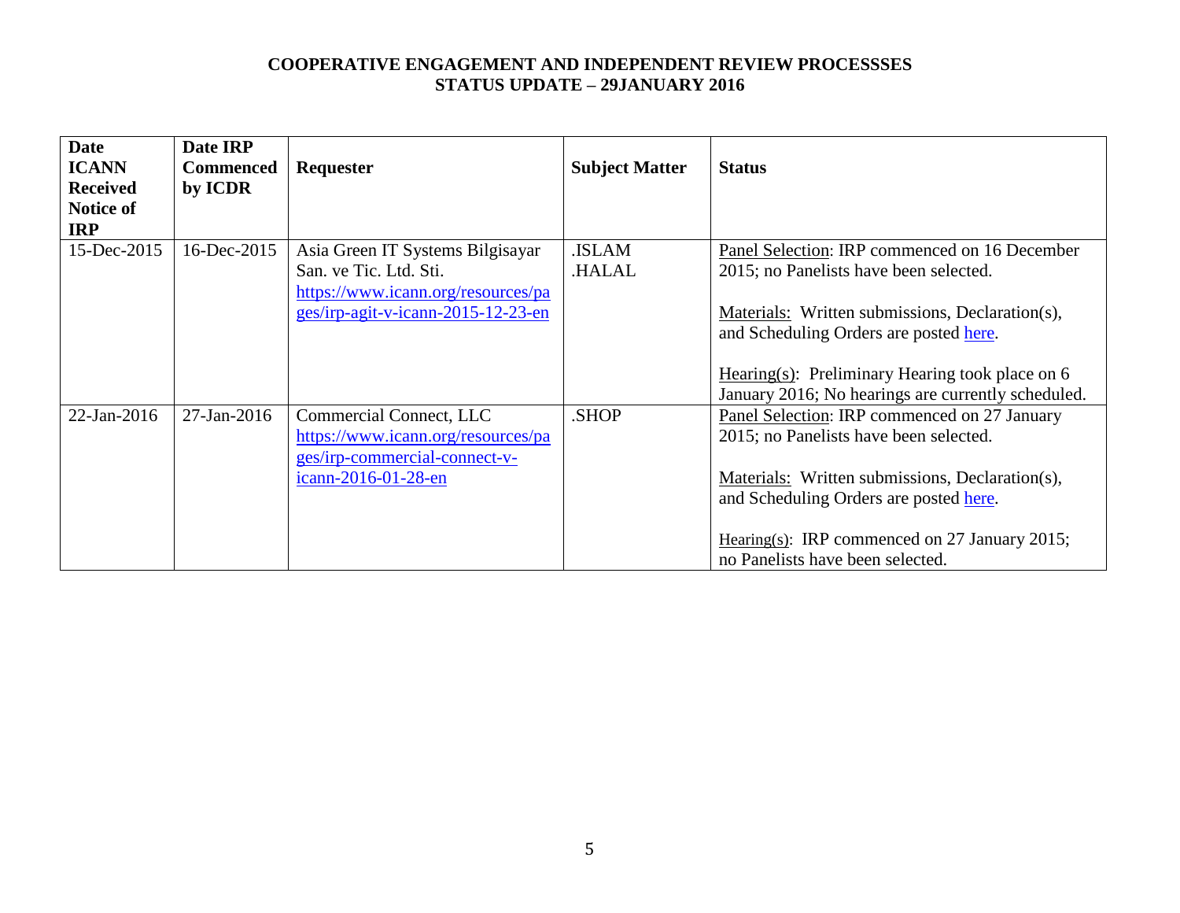**COOPERATIVE ENGAGEMENT AND INDEPENDENT REVIEW PROCESSSES**
**STATUS UPDATE – 29JANUARY 2016**

| Date ICANN Received Notice of IRP | Date IRP Commenced by ICDR | Requester | Subject Matter | Status |
|---|---|---|---|---|
| 15-Dec-2015 | 16-Dec-2015 | Asia Green IT Systems Bilgisayar San. ve Tic. Ltd. Sti. https://www.icann.org/resources/pages/irp-agit-v-icann-2015-12-23-en | .ISLAM .HALAL | Panel Selection: IRP commenced on 16 December 2015; no Panelists have been selected. <br><br> Materials: Written submissions, Declaration(s), and Scheduling Orders are posted here. <br><br> Hearing(s): Preliminary Hearing took place on 6 January 2016; No hearings are currently scheduled. |
| 22-Jan-2016 | 27-Jan-2016 | Commercial Connect, LLC https://www.icann.org/resources/pages/irp-commercial-connect-v-icann-2016-01-28-en | .SHOP | Panel Selection: IRP commenced on 27 January 2015; no Panelists have been selected. <br><br> Materials: Written submissions, Declaration(s), and Scheduling Orders are posted here. <br><br> Hearing(s): IRP commenced on 27 January 2015; no Panelists have been selected. |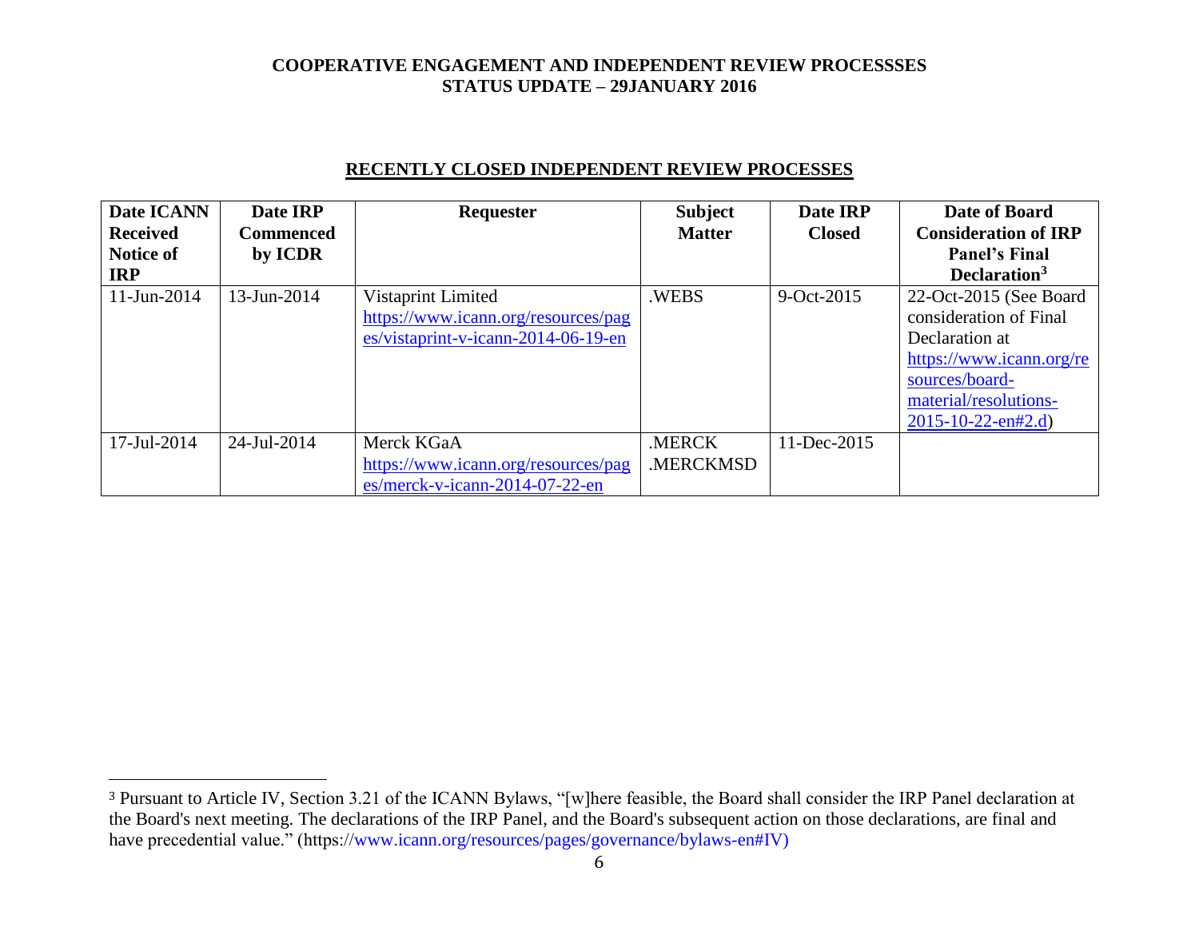**COOPERATIVE ENGAGEMENT AND INDEPENDENT REVIEW PROCESSSES**
**STATUS UPDATE – 29JANUARY 2016**

## RECENTLY CLOSED INDEPENDENT REVIEW PROCESSES

| Date ICANN Received Notice of IRP | Date IRP Commenced by ICDR | Requester | Subject Matter | Date IRP Closed | Date of Board Consideration of IRP Panel's Final Declaration[3] |
|---|---|---|---|---|---|
| 11-Jun-2014 | 13-Jun-2014 | Vistaprint Limited https://www.icann.org/resources/pages/vistaprint-v-icann-2014-06-19-en | .WEBS | 9-Oct-2015 | 22-Oct-2015 (See Board consideration of Final Declaration at https://www.icann.org/resources/board-material/resolutions-2015-10-22-en#2.d) |
| 17-Jul-2014 | 24-Jul-2014 | Merck KGaA https://www.icann.org/resources/pages/merck-v-icann-2014-07-22-en | .MERCK .MERCKMSD | 11-Dec-2015 | |

[3] Pursuant to Article IV, Section 3.21 of the ICANN Bylaws, "[w]here feasible, the Board shall consider the IRP Panel declaration at the Board's next meeting. The declarations of the IRP Panel, and the Board's subsequent action on those declarations, are final and have precedential value." (https://www.icann.org/resources/pages/governance/bylaws-en#IV)